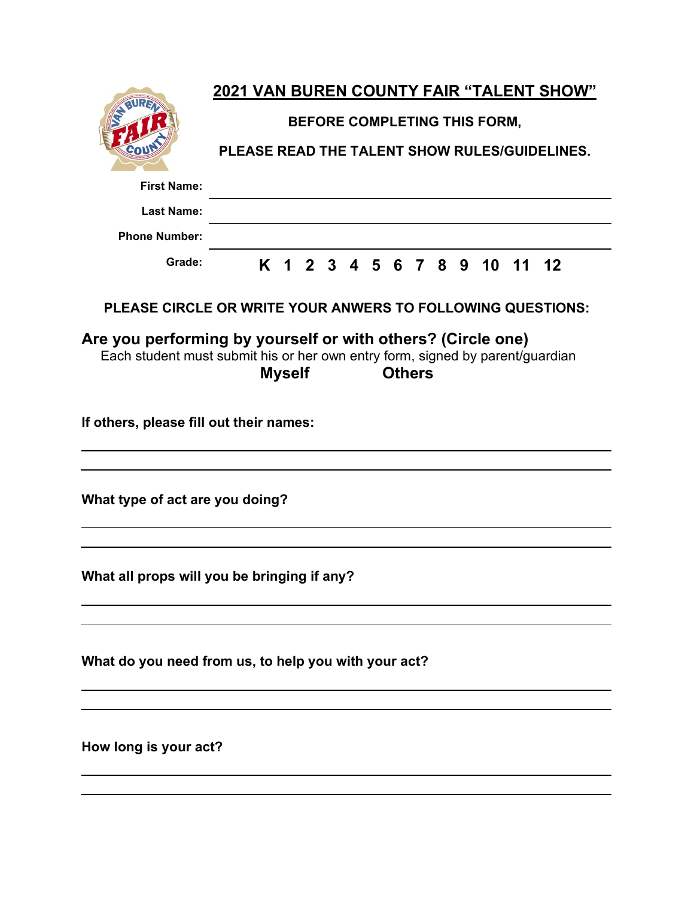# 2021 VAN BUREN COUNTY FAIR "TALENT SHOW"

**BEFORE COMPLETING THIS FORM,**

**PLEASE READ THE TALENT SHOW RULES/GUIDELINES.**

**First Name:** ______________________________

**Last Name:** ______________________________

**Phone Number:** ______________________________

**Grade:** **K 1 2 3 4 5 6 7 8 9 10 11 12**

**PLEASE CIRCLE OR WRITE YOUR ANWERS TO FOLLOWING QUESTIONS:**

## Are you performing by yourself or with others? (Circle one)

Each student must submit his or her own entry form, signed by parent/guardian

**Myself** **Others**

**If others, please fill out their names:**

______________________________

______________________________

**What type of act are you doing?**

______________________________

______________________________

**What all props will you be bringing if any?**

______________________________

______________________________

**What do you need from us, to help you with your act?**

______________________________

______________________________

**How long is your act?**

______________________________

______________________________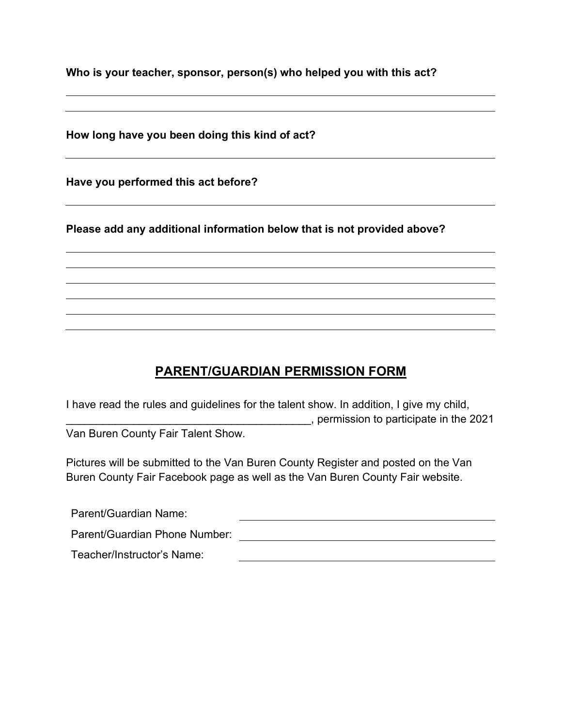**Who is your teacher, sponsor, person(s) who helped you with this act?**

______________________________________________________________________

______________________________________________________________________

**How long have you been doing this kind of act?**

______________________________________________________________________

**Have you performed this act before?**

______________________________________________________________________

**Please add any additional information below that is not provided above?**

______________________________________________________________________

______________________________________________________________________

______________________________________________________________________

______________________________________________________________________

______________________________________________________________________

______________________________________________________________________

## PARENT/GUARDIAN PERMISSION FORM

I have read the rules and guidelines for the talent show. In addition, I give my child, ________________________________________, permission to participate in the 2021 Van Buren County Fair Talent Show.

Pictures will be submitted to the Van Buren County Register and posted on the Van Buren County Fair Facebook page as well as the Van Buren County Fair website.

Parent/Guardian Name: ______________________________________

Parent/Guardian Phone Number: ______________________________________

Teacher/Instructor's Name: ______________________________________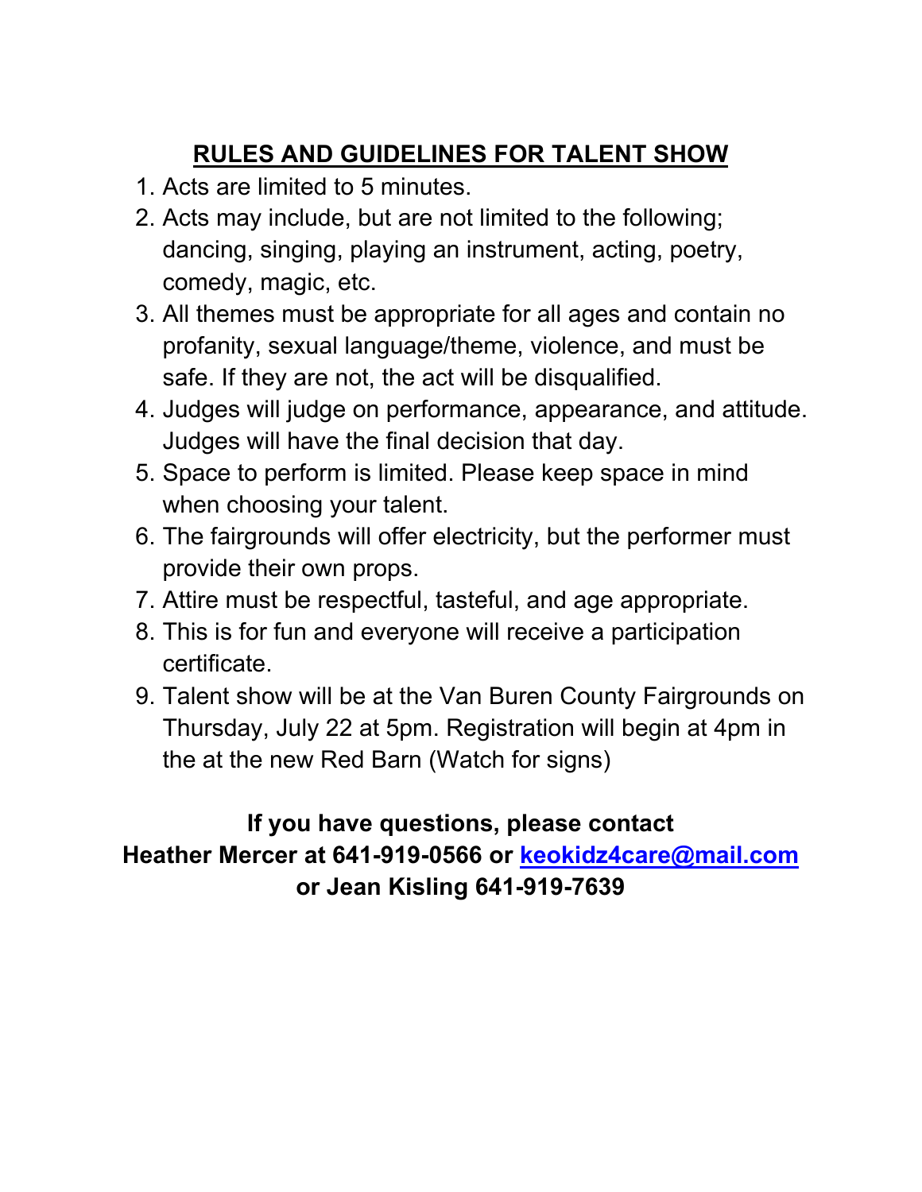## RULES AND GUIDELINES FOR TALENT SHOW

1. Acts are limited to 5 minutes.
2. Acts may include, but are not limited to the following; dancing, singing, playing an instrument, acting, poetry, comedy, magic, etc.
3. All themes must be appropriate for all ages and contain no profanity, sexual language/theme, violence, and must be safe. If they are not, the act will be disqualified.
4. Judges will judge on performance, appearance, and attitude. Judges will have the final decision that day.
5. Space to perform is limited. Please keep space in mind when choosing your talent.
6. The fairgrounds will offer electricity, but the performer must provide their own props.
7. Attire must be respectful, tasteful, and age appropriate.
8. This is for fun and everyone will receive a participation certificate.
9. Talent show will be at the Van Buren County Fairgrounds on Thursday, July 22 at 5pm. Registration will begin at 4pm in the at the new Red Barn (Watch for signs)

**If you have questions, please contact**
**Heather Mercer at 641-919-0566 or keokidz4care@mail.com**
**or Jean Kisling 641-919-7639**